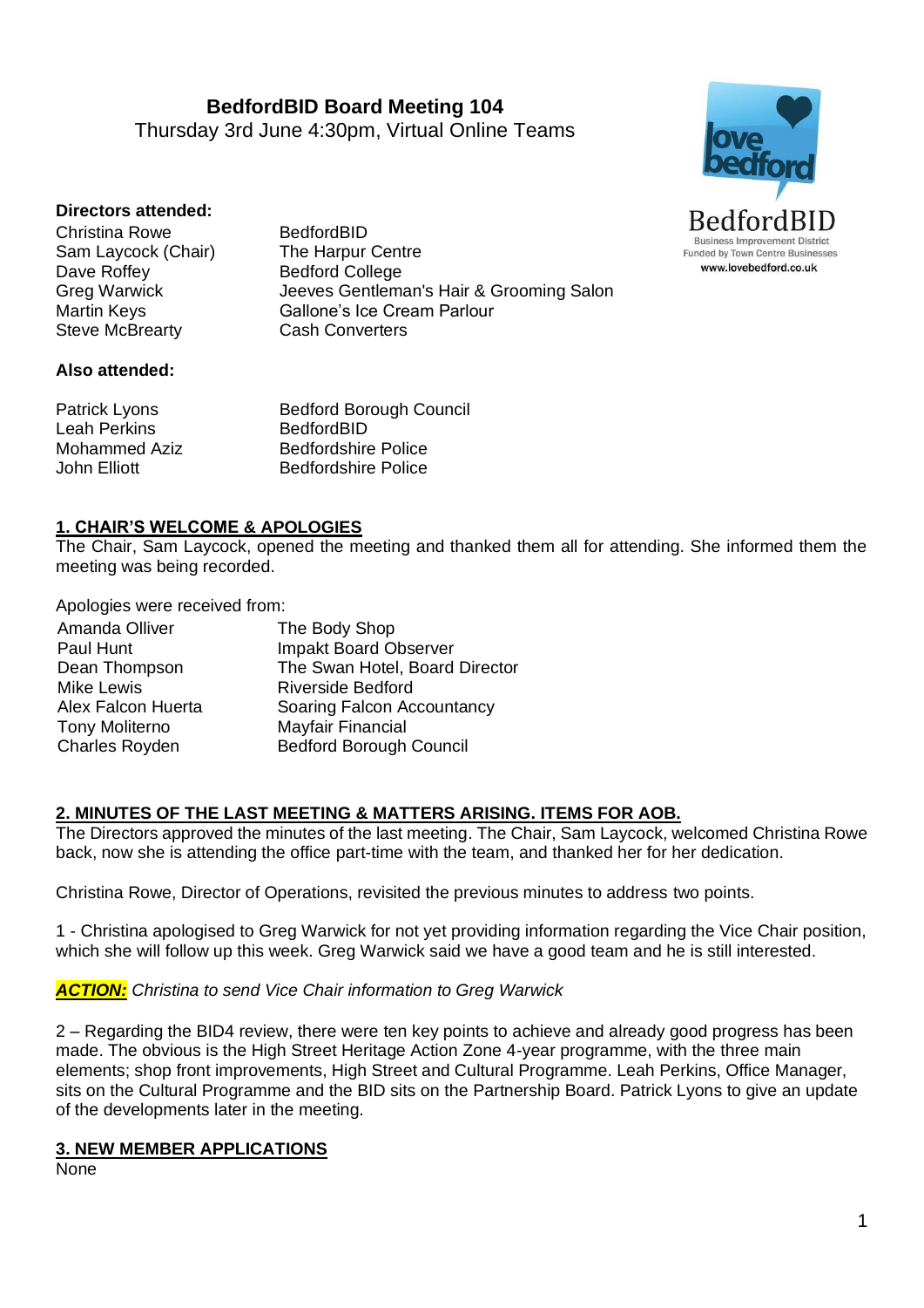# BedfordBID Board Meeting 104

Thursday 3rd June 4:30pm, Virtual Online Teams

love bedford
BedfordBID
Business Improvement District
Funded by Town Centre Businesses
www.lovebedford.co.uk

**Directors attended:**

| | |
|---|---|
| Christina Rowe | BedfordBID |
| Sam Laycock (Chair) | The Harpur Centre |
| Dave Roffey | Bedford College |
| Greg Warwick | Jeeves Gentleman's Hair & Grooming Salon |
| Martin Keys | Gallone's Ice Cream Parlour |
| Steve McBrearty | Cash Converters |

**Also attended:**

| | |
|---|---|
| Patrick Lyons | Bedford Borough Council |
| Leah Perkins | BedfordBID |
| Mohammed Aziz | Bedfordshire Police |
| John Elliott | Bedfordshire Police |

## 1. CHAIR'S WELCOME & APOLOGIES

The Chair, Sam Laycock, opened the meeting and thanked them all for attending. She informed them the meeting was being recorded.

Apologies were received from:

| | |
|---|---|
| Amanda Olliver | The Body Shop |
| Paul Hunt | Impakt Board Observer |
| Dean Thompson | The Swan Hotel, Board Director |
| Mike Lewis | Riverside Bedford |
| Alex Falcon Huerta | Soaring Falcon Accountancy |
| Tony Moliterno | Mayfair Financial |
| Charles Royden | Bedford Borough Council |

## 2. MINUTES OF THE LAST MEETING & MATTERS ARISING. ITEMS FOR AOB.

The Directors approved the minutes of the last meeting. The Chair, Sam Laycock, welcomed Christina Rowe back, now she is attending the office part-time with the team, and thanked her for her dedication.

Christina Rowe, Director of Operations, revisited the previous minutes to address two points.

1 - Christina apologised to Greg Warwick for not yet providing information regarding the Vice Chair position, which she will follow up this week. Greg Warwick said we have a good team and he is still interested.

***ACTION:*** *Christina to send Vice Chair information to Greg Warwick*

2 – Regarding the BID4 review, there were ten key points to achieve and already good progress has been made. The obvious is the High Street Heritage Action Zone 4-year programme, with the three main elements; shop front improvements, High Street and Cultural Programme. Leah Perkins, Office Manager, sits on the Cultural Programme and the BID sits on the Partnership Board. Patrick Lyons to give an update of the developments later in the meeting.

## 3. NEW MEMBER APPLICATIONS

None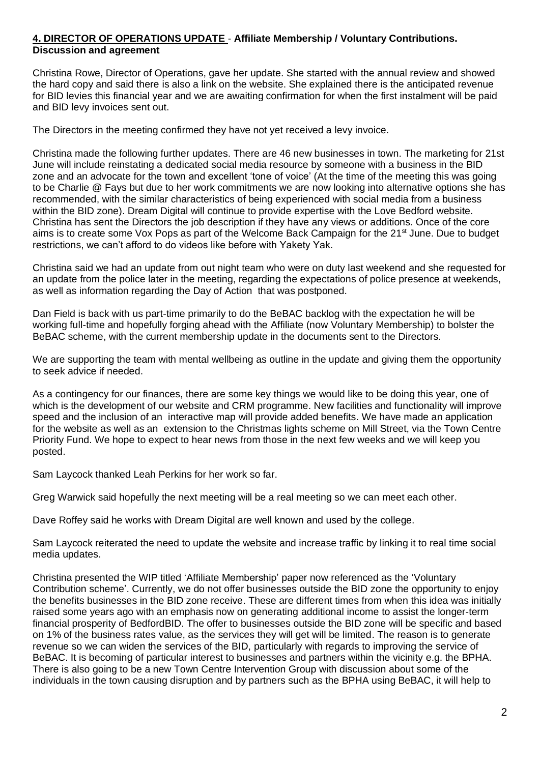**4. DIRECTOR OF OPERATIONS UPDATE** - **Affiliate Membership / Voluntary Contributions. Discussion and agreement**

Christina Rowe, Director of Operations, gave her update. She started with the annual review and showed the hard copy and said there is also a link on the website. She explained there is the anticipated revenue for BID levies this financial year and we are awaiting confirmation for when the first instalment will be paid and BID levy invoices sent out.

The Directors in the meeting confirmed they have not yet received a levy invoice.

Christina made the following further updates. There are 46 new businesses in town. The marketing for 21st June will include reinstating a dedicated social media resource by someone with a business in the BID zone and an advocate for the town and excellent 'tone of voice' (At the time of the meeting this was going to be Charlie @ Fays but due to her work commitments we are now looking into alternative options she has recommended, with the similar characteristics of being experienced with social media from a business within the BID zone). Dream Digital will continue to provide expertise with the Love Bedford website. Christina has sent the Directors the job description if they have any views or additions. Once of the core aims is to create some Vox Pops as part of the Welcome Back Campaign for the 21st June. Due to budget restrictions, we can't afford to do videos like before with Yakety Yak.

Christina said we had an update from out night team who were on duty last weekend and she requested for an update from the police later in the meeting, regarding the expectations of police presence at weekends, as well as information regarding the Day of Action that was postponed.

Dan Field is back with us part-time primarily to do the BeBAC backlog with the expectation he will be working full-time and hopefully forging ahead with the Affiliate (now Voluntary Membership) to bolster the BeBAC scheme, with the current membership update in the documents sent to the Directors.

We are supporting the team with mental wellbeing as outline in the update and giving them the opportunity to seek advice if needed.

As a contingency for our finances, there are some key things we would like to be doing this year, one of which is the development of our website and CRM programme. New facilities and functionality will improve speed and the inclusion of an interactive map will provide added benefits. We have made an application for the website as well as an extension to the Christmas lights scheme on Mill Street, via the Town Centre Priority Fund. We hope to expect to hear news from those in the next few weeks and we will keep you posted.

Sam Laycock thanked Leah Perkins for her work so far.

Greg Warwick said hopefully the next meeting will be a real meeting so we can meet each other.

Dave Roffey said he works with Dream Digital are well known and used by the college.

Sam Laycock reiterated the need to update the website and increase traffic by linking it to real time social media updates.

Christina presented the WIP titled 'Affiliate Membership' paper now referenced as the 'Voluntary Contribution scheme'. Currently, we do not offer businesses outside the BID zone the opportunity to enjoy the benefits businesses in the BID zone receive. These are different times from when this idea was initially raised some years ago with an emphasis now on generating additional income to assist the longer-term financial prosperity of BedfordBID. The offer to businesses outside the BID zone will be specific and based on 1% of the business rates value, as the services they will get will be limited. The reason is to generate revenue so we can widen the services of the BID, particularly with regards to improving the service of BeBAC. It is becoming of particular interest to businesses and partners within the vicinity e.g. the BPHA. There is also going to be a new Town Centre Intervention Group with discussion about some of the individuals in the town causing disruption and by partners such as the BPHA using BeBAC, it will help to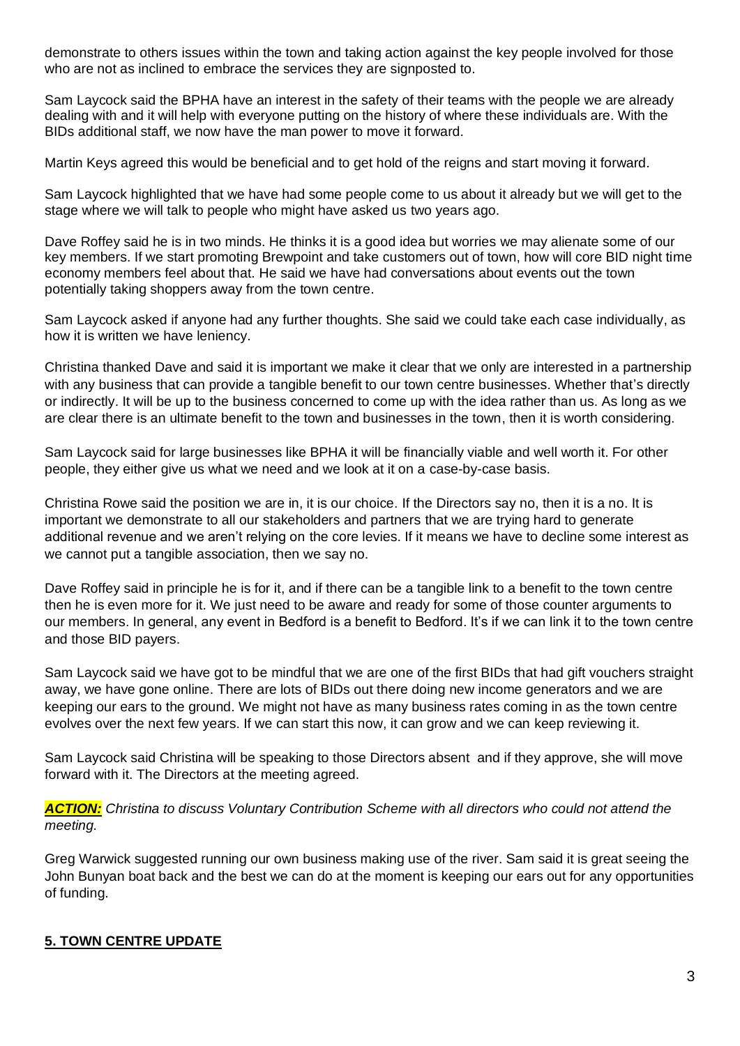demonstrate to others issues within the town and taking action against the key people involved for those who are not as inclined to embrace the services they are signposted to.

Sam Laycock said the BPHA have an interest in the safety of their teams with the people we are already dealing with and it will help with everyone putting on the history of where these individuals are. With the BIDs additional staff, we now have the man power to move it forward.

Martin Keys agreed this would be beneficial and to get hold of the reigns and start moving it forward.

Sam Laycock highlighted that we have had some people come to us about it already but we will get to the stage where we will talk to people who might have asked us two years ago.

Dave Roffey said he is in two minds. He thinks it is a good idea but worries we may alienate some of our key members. If we start promoting Brewpoint and take customers out of town, how will core BID night time economy members feel about that. He said we have had conversations about events out the town potentially taking shoppers away from the town centre.

Sam Laycock asked if anyone had any further thoughts. She said we could take each case individually, as how it is written we have leniency.

Christina thanked Dave and said it is important we make it clear that we only are interested in a partnership with any business that can provide a tangible benefit to our town centre businesses. Whether that's directly or indirectly. It will be up to the business concerned to come up with the idea rather than us. As long as we are clear there is an ultimate benefit to the town and businesses in the town, then it is worth considering.

Sam Laycock said for large businesses like BPHA it will be financially viable and well worth it. For other people, they either give us what we need and we look at it on a case-by-case basis.

Christina Rowe said the position we are in, it is our choice. If the Directors say no, then it is a no. It is important we demonstrate to all our stakeholders and partners that we are trying hard to generate additional revenue and we aren't relying on the core levies. If it means we have to decline some interest as we cannot put a tangible association, then we say no.

Dave Roffey said in principle he is for it, and if there can be a tangible link to a benefit to the town centre then he is even more for it. We just need to be aware and ready for some of those counter arguments to our members. In general, any event in Bedford is a benefit to Bedford. It's if we can link it to the town centre and those BID payers.

Sam Laycock said we have got to be mindful that we are one of the first BIDs that had gift vouchers straight away, we have gone online. There are lots of BIDs out there doing new income generators and we are keeping our ears to the ground. We might not have as many business rates coming in as the town centre evolves over the next few years. If we can start this now, it can grow and we can keep reviewing it.

Sam Laycock said Christina will be speaking to those Directors absent and if they approve, she will move forward with it. The Directors at the meeting agreed.

***ACTION:*** *Christina to discuss Voluntary Contribution Scheme with all directors who could not attend the meeting.*

Greg Warwick suggested running our own business making use of the river. Sam said it is great seeing the John Bunyan boat back and the best we can do at the moment is keeping our ears out for any opportunities of funding.

## 5. TOWN CENTRE UPDATE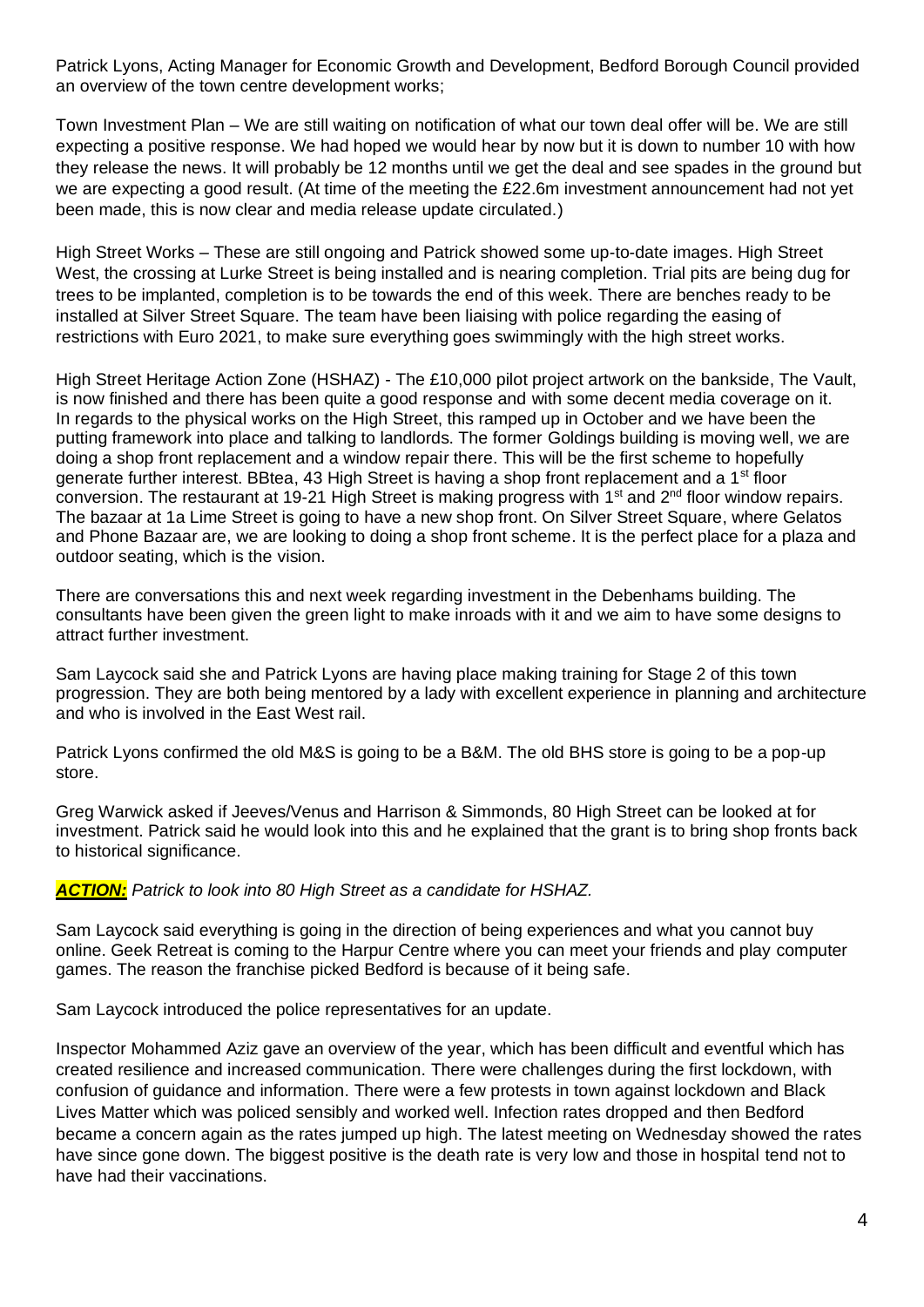Patrick Lyons, Acting Manager for Economic Growth and Development, Bedford Borough Council provided an overview of the town centre development works;

Town Investment Plan – We are still waiting on notification of what our town deal offer will be. We are still expecting a positive response. We had hoped we would hear by now but it is down to number 10 with how they release the news. It will probably be 12 months until we get the deal and see spades in the ground but we are expecting a good result. (At time of the meeting the £22.6m investment announcement had not yet been made, this is now clear and media release update circulated.)

High Street Works – These are still ongoing and Patrick showed some up-to-date images. High Street West, the crossing at Lurke Street is being installed and is nearing completion. Trial pits are being dug for trees to be implanted, completion is to be towards the end of this week. There are benches ready to be installed at Silver Street Square. The team have been liaising with police regarding the easing of restrictions with Euro 2021, to make sure everything goes swimmingly with the high street works.

High Street Heritage Action Zone (HSHAZ) - The £10,000 pilot project artwork on the bankside, The Vault, is now finished and there has been quite a good response and with some decent media coverage on it. In regards to the physical works on the High Street, this ramped up in October and we have been the putting framework into place and talking to landlords. The former Goldings building is moving well, we are doing a shop front replacement and a window repair there. This will be the first scheme to hopefully generate further interest. BBtea, 43 High Street is having a shop front replacement and a 1st floor conversion. The restaurant at 19-21 High Street is making progress with 1st and 2nd floor window repairs. The bazaar at 1a Lime Street is going to have a new shop front. On Silver Street Square, where Gelatos and Phone Bazaar are, we are looking to doing a shop front scheme. It is the perfect place for a plaza and outdoor seating, which is the vision.

There are conversations this and next week regarding investment in the Debenhams building. The consultants have been given the green light to make inroads with it and we aim to have some designs to attract further investment.

Sam Laycock said she and Patrick Lyons are having place making training for Stage 2 of this town progression. They are both being mentored by a lady with excellent experience in planning and architecture and who is involved in the East West rail.

Patrick Lyons confirmed the old M&S is going to be a B&M. The old BHS store is going to be a pop-up store.

Greg Warwick asked if Jeeves/Venus and Harrison & Simmonds, 80 High Street can be looked at for investment. Patrick said he would look into this and he explained that the grant is to bring shop fronts back to historical significance.

***ACTION:*** *Patrick to look into 80 High Street as a candidate for HSHAZ.*

Sam Laycock said everything is going in the direction of being experiences and what you cannot buy online. Geek Retreat is coming to the Harpur Centre where you can meet your friends and play computer games. The reason the franchise picked Bedford is because of it being safe.

Sam Laycock introduced the police representatives for an update.

Inspector Mohammed Aziz gave an overview of the year, which has been difficult and eventful which has created resilience and increased communication. There were challenges during the first lockdown, with confusion of guidance and information. There were a few protests in town against lockdown and Black Lives Matter which was policed sensibly and worked well. Infection rates dropped and then Bedford became a concern again as the rates jumped up high. The latest meeting on Wednesday showed the rates have since gone down. The biggest positive is the death rate is very low and those in hospital tend not to have had their vaccinations.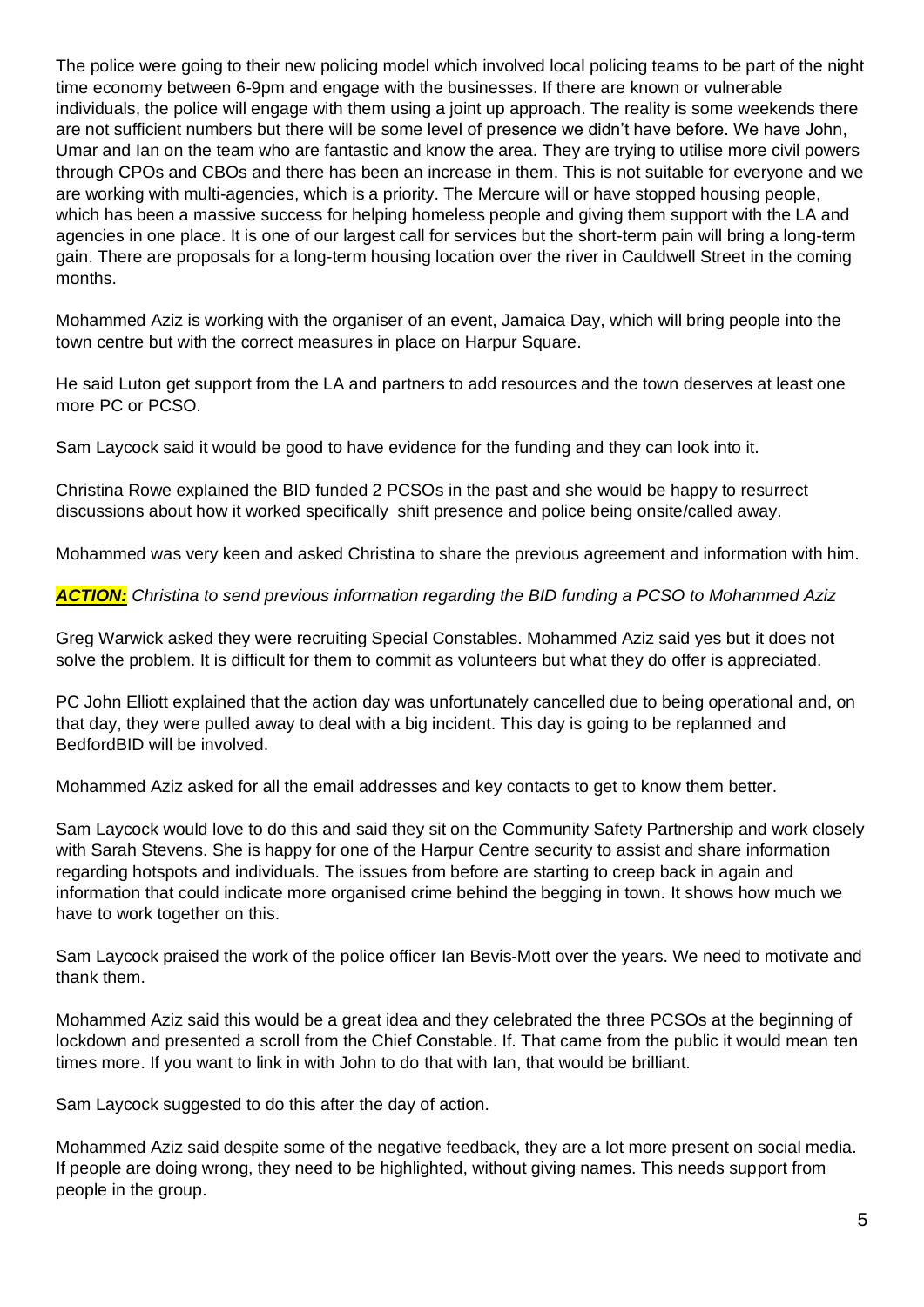The police were going to their new policing model which involved local policing teams to be part of the night time economy between 6-9pm and engage with the businesses. If there are known or vulnerable individuals, the police will engage with them using a joint up approach. The reality is some weekends there are not sufficient numbers but there will be some level of presence we didn't have before. We have John, Umar and Ian on the team who are fantastic and know the area. They are trying to utilise more civil powers through CPOs and CBOs and there has been an increase in them. This is not suitable for everyone and we are working with multi-agencies, which is a priority. The Mercure will or have stopped housing people, which has been a massive success for helping homeless people and giving them support with the LA and agencies in one place. It is one of our largest call for services but the short-term pain will bring a long-term gain. There are proposals for a long-term housing location over the river in Cauldwell Street in the coming months.

Mohammed Aziz is working with the organiser of an event, Jamaica Day, which will bring people into the town centre but with the correct measures in place on Harpur Square.

He said Luton get support from the LA and partners to add resources and the town deserves at least one more PC or PCSO.

Sam Laycock said it would be good to have evidence for the funding and they can look into it.

Christina Rowe explained the BID funded 2 PCSOs in the past and she would be happy to resurrect discussions about how it worked specifically  shift presence and police being onsite/called away.

Mohammed was very keen and asked Christina to share the previous agreement and information with him.

***ACTION:*** *Christina to send previous information regarding the BID funding a PCSO to Mohammed Aziz*

Greg Warwick asked they were recruiting Special Constables. Mohammed Aziz said yes but it does not solve the problem. It is difficult for them to commit as volunteers but what they do offer is appreciated.

PC John Elliott explained that the action day was unfortunately cancelled due to being operational and, on that day, they were pulled away to deal with a big incident. This day is going to be replanned and BedfordBID will be involved.

Mohammed Aziz asked for all the email addresses and key contacts to get to know them better.

Sam Laycock would love to do this and said they sit on the Community Safety Partnership and work closely with Sarah Stevens. She is happy for one of the Harpur Centre security to assist and share information regarding hotspots and individuals. The issues from before are starting to creep back in again and information that could indicate more organised crime behind the begging in town. It shows how much we have to work together on this.

Sam Laycock praised the work of the police officer Ian Bevis-Mott over the years. We need to motivate and thank them.

Mohammed Aziz said this would be a great idea and they celebrated the three PCSOs at the beginning of lockdown and presented a scroll from the Chief Constable. If. That came from the public it would mean ten times more. If you want to link in with John to do that with Ian, that would be brilliant.

Sam Laycock suggested to do this after the day of action.

Mohammed Aziz said despite some of the negative feedback, they are a lot more present on social media. If people are doing wrong, they need to be highlighted, without giving names. This needs support from people in the group.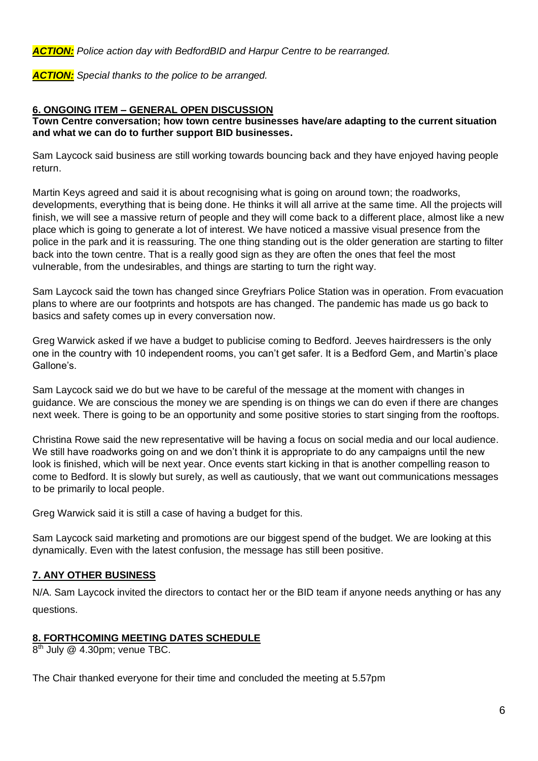***ACTION:*** *Police action day with BedfordBID and Harpur Centre to be rearranged.*

***ACTION:*** *Special thanks to the police to be arranged.*

## 6. ONGOING ITEM – GENERAL OPEN DISCUSSION

**Town Centre conversation; how town centre businesses have/are adapting to the current situation and what we can do to further support BID businesses.**

Sam Laycock said business are still working towards bouncing back and they have enjoyed having people return.

Martin Keys agreed and said it is about recognising what is going on around town; the roadworks, developments, everything that is being done. He thinks it will all arrive at the same time. All the projects will finish, we will see a massive return of people and they will come back to a different place, almost like a new place which is going to generate a lot of interest. We have noticed a massive visual presence from the police in the park and it is reassuring. The one thing standing out is the older generation are starting to filter back into the town centre. That is a really good sign as they are often the ones that feel the most vulnerable, from the undesirables, and things are starting to turn the right way.

Sam Laycock said the town has changed since Greyfriars Police Station was in operation. From evacuation plans to where are our footprints and hotspots are has changed. The pandemic has made us go back to basics and safety comes up in every conversation now.

Greg Warwick asked if we have a budget to publicise coming to Bedford. Jeeves hairdressers is the only one in the country with 10 independent rooms, you can't get safer. It is a Bedford Gem, and Martin's place Gallone's.

Sam Laycock said we do but we have to be careful of the message at the moment with changes in guidance. We are conscious the money we are spending is on things we can do even if there are changes next week. There is going to be an opportunity and some positive stories to start singing from the rooftops.

Christina Rowe said the new representative will be having a focus on social media and our local audience. We still have roadworks going on and we don't think it is appropriate to do any campaigns until the new look is finished, which will be next year. Once events start kicking in that is another compelling reason to come to Bedford. It is slowly but surely, as well as cautiously, that we want out communications messages to be primarily to local people.

Greg Warwick said it is still a case of having a budget for this.

Sam Laycock said marketing and promotions are our biggest spend of the budget. We are looking at this dynamically. Even with the latest confusion, the message has still been positive.

## 7. ANY OTHER BUSINESS

N/A. Sam Laycock invited the directors to contact her or the BID team if anyone needs anything or has any questions.

## 8. FORTHCOMING MEETING DATES SCHEDULE

8th July @ 4.30pm; venue TBC.

The Chair thanked everyone for their time and concluded the meeting at 5.57pm